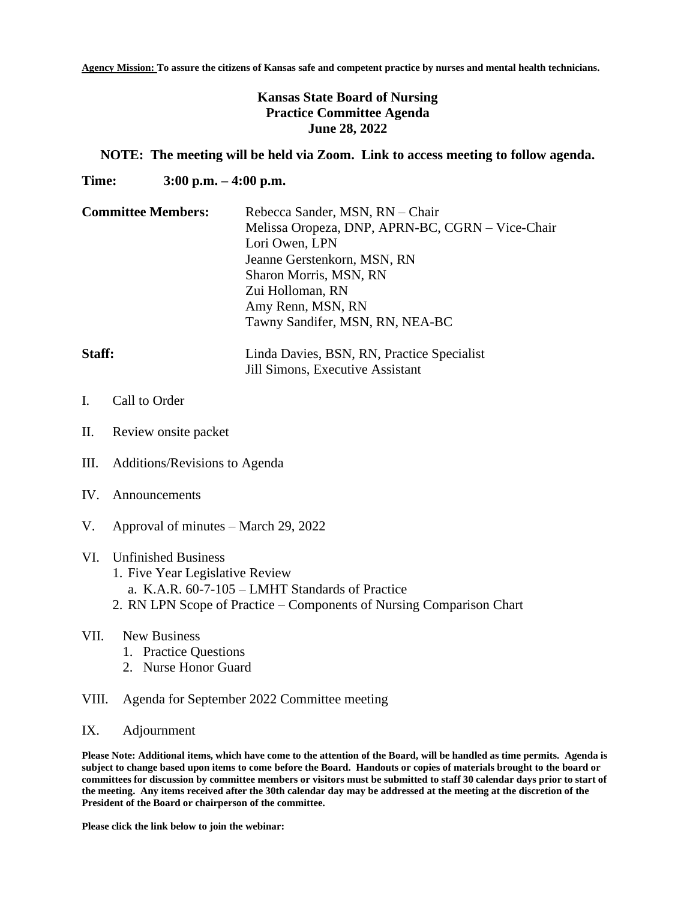**Agency Mission:** **To assure the citizens of Kansas safe and competent practice by nurses and mental health technicians.**

# Kansas State Board of Nursing
## Practice Committee Agenda
## June 28, 2022

**NOTE: The meeting will be held via Zoom. Link to access meeting to follow agenda.**

**Time:** **3:00 p.m. – 4:00 p.m.**

**Committee Members:**
Rebecca Sander, MSN, RN – Chair
Melissa Oropeza, DNP, APRN-BC, CGRN – Vice-Chair
Lori Owen, LPN
Jeanne Gerstenkorn, MSN, RN
Sharon Morris, MSN, RN
Zui Holloman, RN
Amy Renn, MSN, RN
Tawny Sandifer, MSN, RN, NEA-BC

**Staff:**
Linda Davies, BSN, RN, Practice Specialist
Jill Simons, Executive Assistant

I. Call to Order

II. Review onsite packet

III. Additions/Revisions to Agenda

IV. Announcements

V. Approval of minutes – March 29, 2022

VI. Unfinished Business
   1. Five Year Legislative Review
      a. K.A.R. 60-7-105 – LMHT Standards of Practice
   2. RN LPN Scope of Practice – Components of Nursing Comparison Chart

VII. New Business
   1. Practice Questions
   2. Nurse Honor Guard

VIII. Agenda for September 2022 Committee meeting

IX. Adjournment

**Please Note: Additional items, which have come to the attention of the Board, will be handled as time permits. Agenda is subject to change based upon items to come before the Board. Handouts or copies of materials brought to the board or committees for discussion by committee members or visitors must be submitted to staff 30 calendar days prior to start of the meeting. Any items received after the 30th calendar day may be addressed at the meeting at the discretion of the President of the Board or chairperson of the committee.**

**Please click the link below to join the webinar:**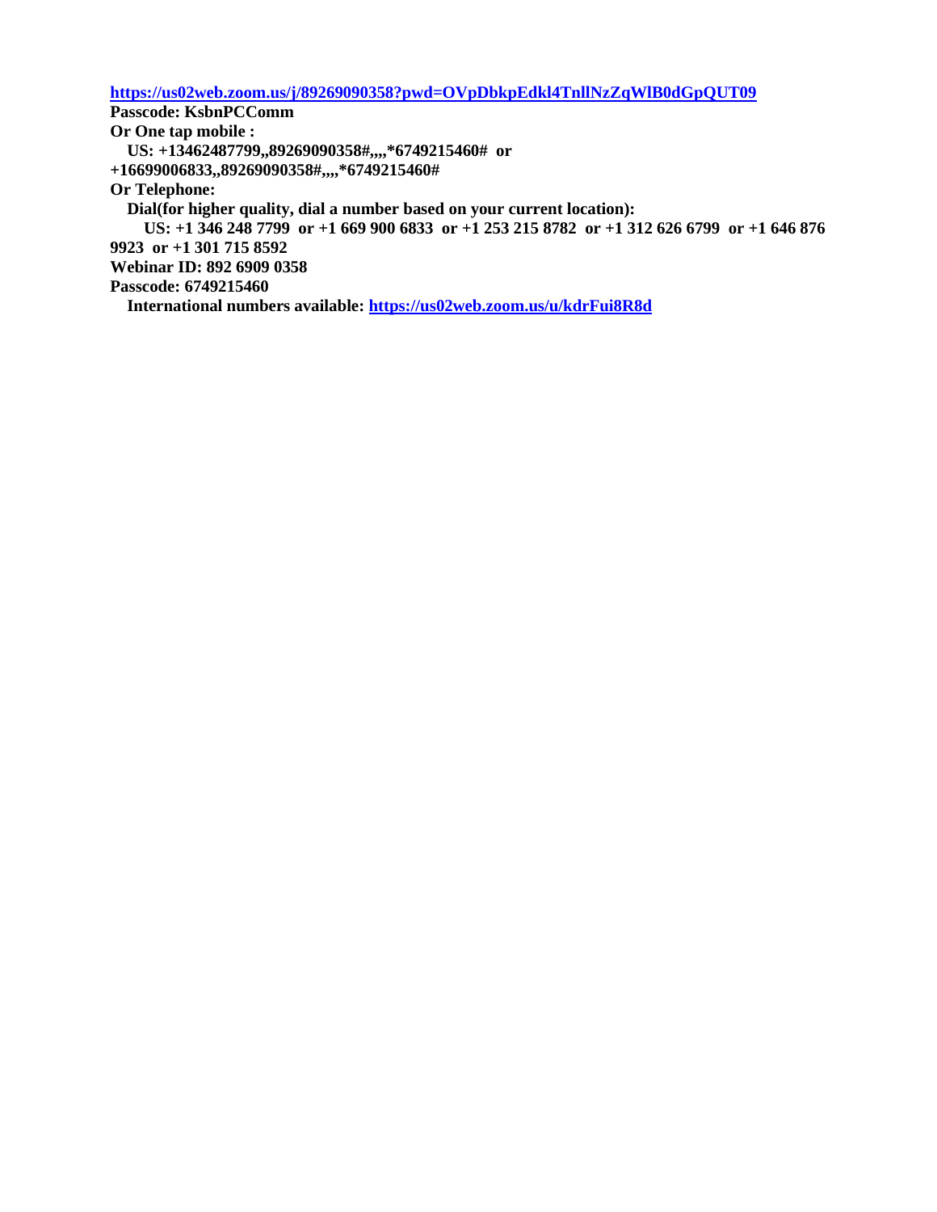**https://us02web.zoom.us/j/89269090358?pwd=OVpDbkpEdkl4TnllNzZqWlB0dGpQUT09**

**Passcode: KsbnPCComm**

**Or One tap mobile :**

**US: +13462487799,,89269090358#,,,,*6749215460# or +16699006833,,89269090358#,,,,*6749215460#**

**Or Telephone:**

**Dial(for higher quality, dial a number based on your current location):**

**US: +1 346 248 7799 or +1 669 900 6833 or +1 253 215 8782 or +1 312 626 6799 or +1 646 876 9923 or +1 301 715 8592**

**Webinar ID: 892 6909 0358**

**Passcode: 6749215460**

**International numbers available: https://us02web.zoom.us/u/kdrFui8R8d**